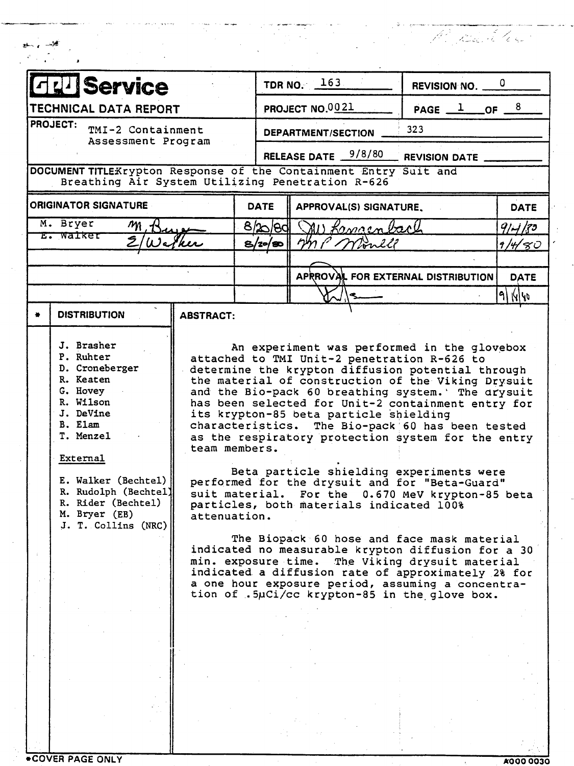# GPU Service

## TECHNICAL DATA REPORT

| | | |
|---|---|---|
| **TDR NO.** 163 | **REVISION NO.** 0 | |
| **PROJECT NO.** 0021 | **PAGE** 1 **OF** 8 | |
| **PROJECT:** TMI-2 Containment Assessment Program | **DEPARTMENT/SECTION** 323 | |
| | **RELEASE DATE** 9/8/80 | **REVISION DATE** |

**DOCUMENT TITLE:** Krypton Response of the Containment Entry Suit and Breathing Air System Utilizing Penetration R-626

| ORIGINATOR SIGNATURE | DATE | APPROVAL(S) SIGNATURE | DATE |
|---|---|---|---|
| M. Bryer *M. Bryer* | 8/20/80 | *J.W. Langenbach* | 9/4/80 |
| E. Walker *E. Walker* | 8/20/80 | *M.P. Morell* | 9/4/80 |
| | | **APPROVAL FOR EXTERNAL DISTRIBUTION** | **DATE** |
| | | *[signature]* | 9/4/80 |

**\* DISTRIBUTION**

J. Brasher
P. Ruhter
D. Croneberger
R. Keaten
G. Hovey
R. Wilson
J. DeVine
B. Elam
T. Menzel

External

E. Walker (Bechtel)
R. Rudolph (Bechtel)
R. Rider (Bechtel)
M. Bryer (EB)
J. T. Collins (NRC)

**ABSTRACT:**

An experiment was performed in the glovebox attached to TMI Unit-2 penetration R-626 to determine the krypton diffusion potential through the material of construction of the Viking Drysuit and the Bio-pack 60 breathing system. The drysuit has been selected for Unit-2 containment entry for its krypton-85 beta particle shielding characteristics. The Bio-pack 60 has been tested as the respiratory protection system for the entry team members.

Beta particle shielding experiments were performed for the drysuit and for "Beta-Guard" suit material. For the 0.670 MeV krypton-85 beta particles, both materials indicated 100% attenuation.

The Biopack 60 hose and face mask material indicated no measurable krypton diffusion for a 30 min. exposure time. The Viking drysuit material indicated a diffusion rate of approximately 2% for a one hour exposure period, assuming a concentration of .5μCi/cc krypton-85 in the glove box.

\*COVER PAGE ONLY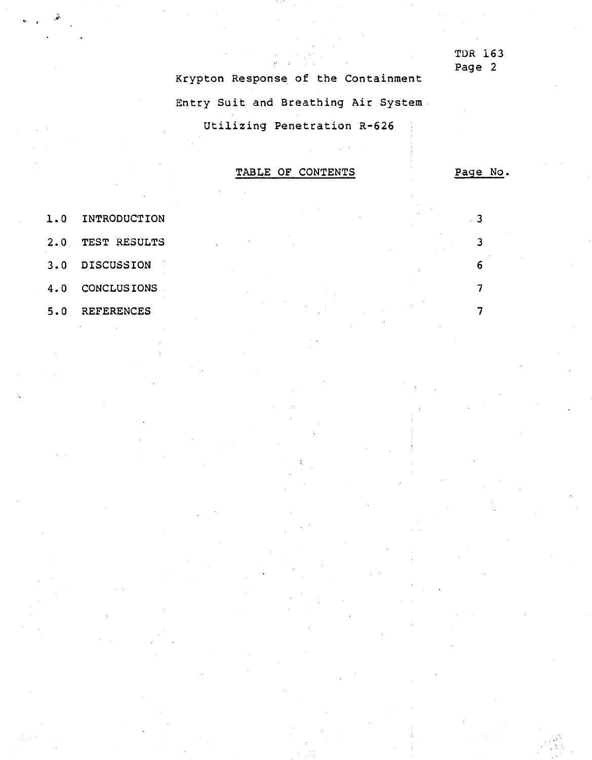# Krypton Response of the Containment Entry Suit and Breathing Air System Utilizing Penetration R-626

## TABLE OF CONTENTS

| | | Page No. |
|---|---|---|
| 1.0 | INTRODUCTION | 3 |
| 2.0 | TEST RESULTS | 3 |
| 3.0 | DISCUSSION | 6 |
| 4.0 | CONCLUSIONS | 7 |
| 5.0 | REFERENCES | 7 |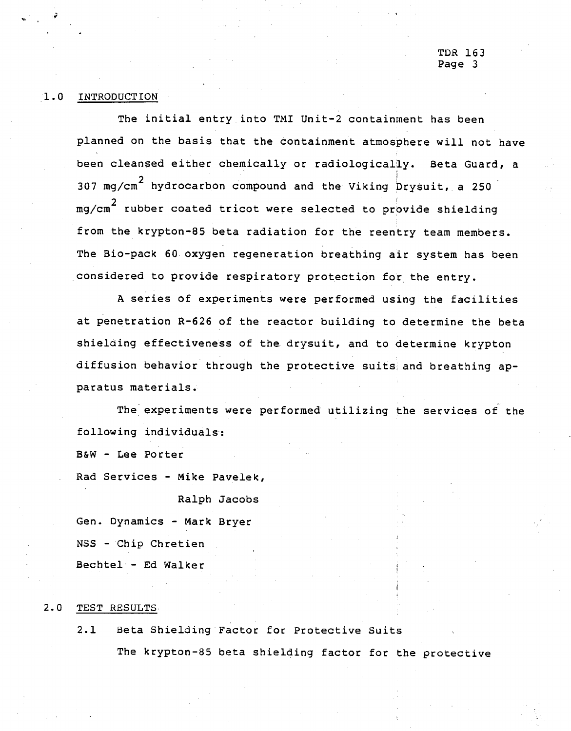## 1.0 INTRODUCTION

The initial entry into TMI Unit-2 containment has been planned on the basis that the containment atmosphere will not have been cleansed either chemically or radiologically. Beta Guard, a 307 $mg/cm^2$ hydrocarbon compound and the Viking Drysuit, a 250 $mg/cm^2$ rubber coated tricot were selected to provide shielding from the krypton-85 beta radiation for the reentry team members. The Bio-pack 60 oxygen regeneration breathing air system has been considered to provide respiratory protection for the entry.

A series of experiments were performed using the facilities at penetration R-626 of the reactor building to determine the beta shielding effectiveness of the drysuit, and to determine krypton diffusion behavior through the protective suits and breathing apparatus materials.

The experiments were performed utilizing the services of the following individuals:

B&W - Lee Porter

Rad Services - Mike Pavelek,
Ralph Jacobs

Gen. Dynamics - Mark Bryer

NSS - Chip Chretien

Bechtel - Ed Walker

## 2.0 TEST RESULTS

### 2.1 Beta Shielding Factor for Protective Suits

The krypton-85 beta shielding factor for the protective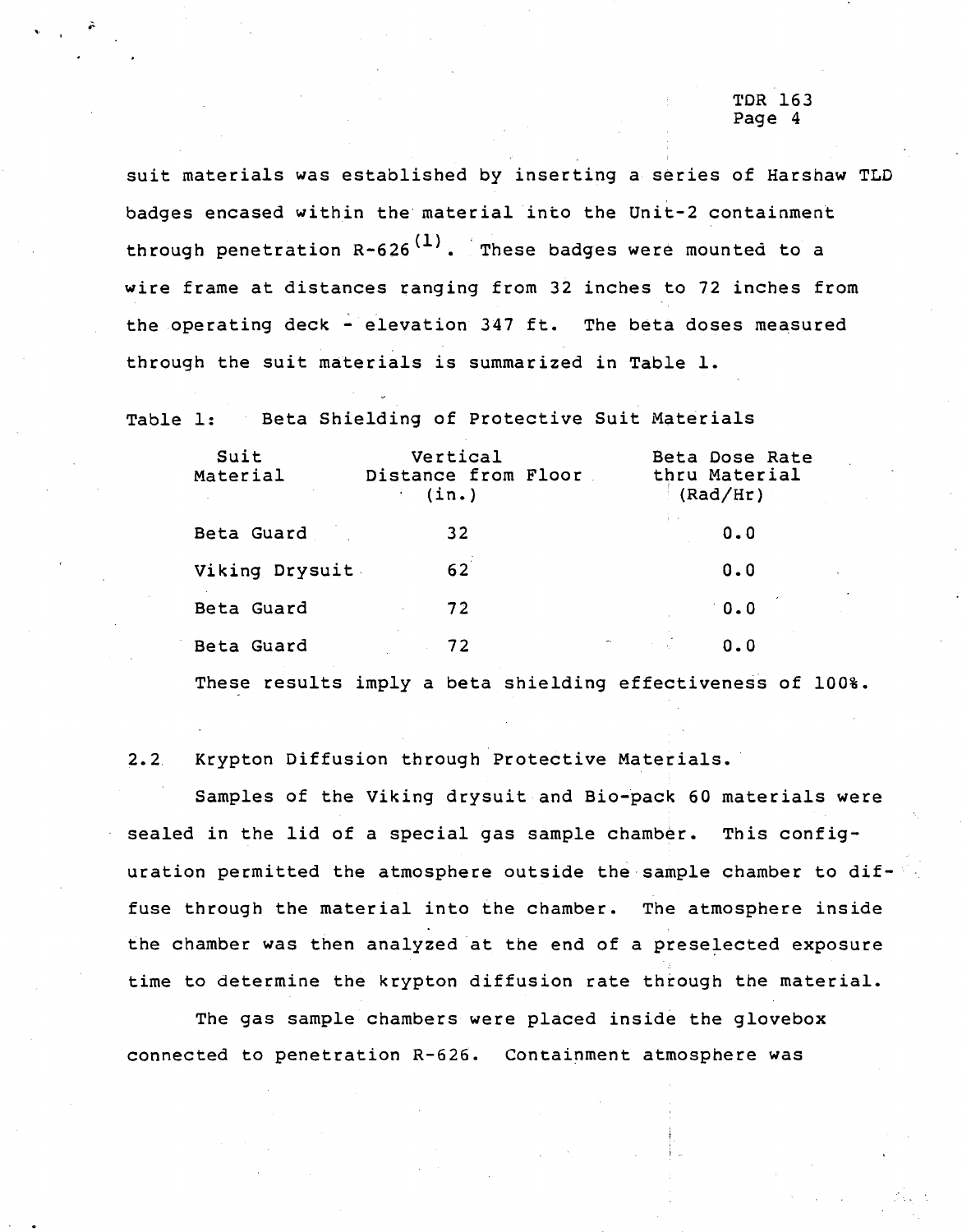suit materials was established by inserting a series of Harshaw TLD badges encased within the material into the Unit-2 containment through penetration R-626[1]. These badges were mounted to a wire frame at distances ranging from 32 inches to 72 inches from the operating deck - elevation 347 ft. The beta doses measured through the suit materials is summarized in Table 1.

Table 1: Beta Shielding of Protective Suit Materials

| Suit Material | Vertical Distance from Floor (in.) | Beta Dose Rate thru Material (Rad/Hr) |
|---|---|---|
| Beta Guard | 32 | 0.0 |
| Viking Drysuit | 62 | 0.0 |
| Beta Guard | 72 | 0.0 |
| Beta Guard | 72 | 0.0 |

These results imply a beta shielding effectiveness of 100%.

## 2.2 Krypton Diffusion through Protective Materials.

Samples of the Viking drysuit and Bio-pack 60 materials were sealed in the lid of a special gas sample chamber. This configuration permitted the atmosphere outside the sample chamber to diffuse through the material into the chamber. The atmosphere inside the chamber was then analyzed at the end of a preselected exposure time to determine the krypton diffusion rate through the material.

The gas sample chambers were placed inside the glovebox connected to penetration R-626. Containment atmosphere was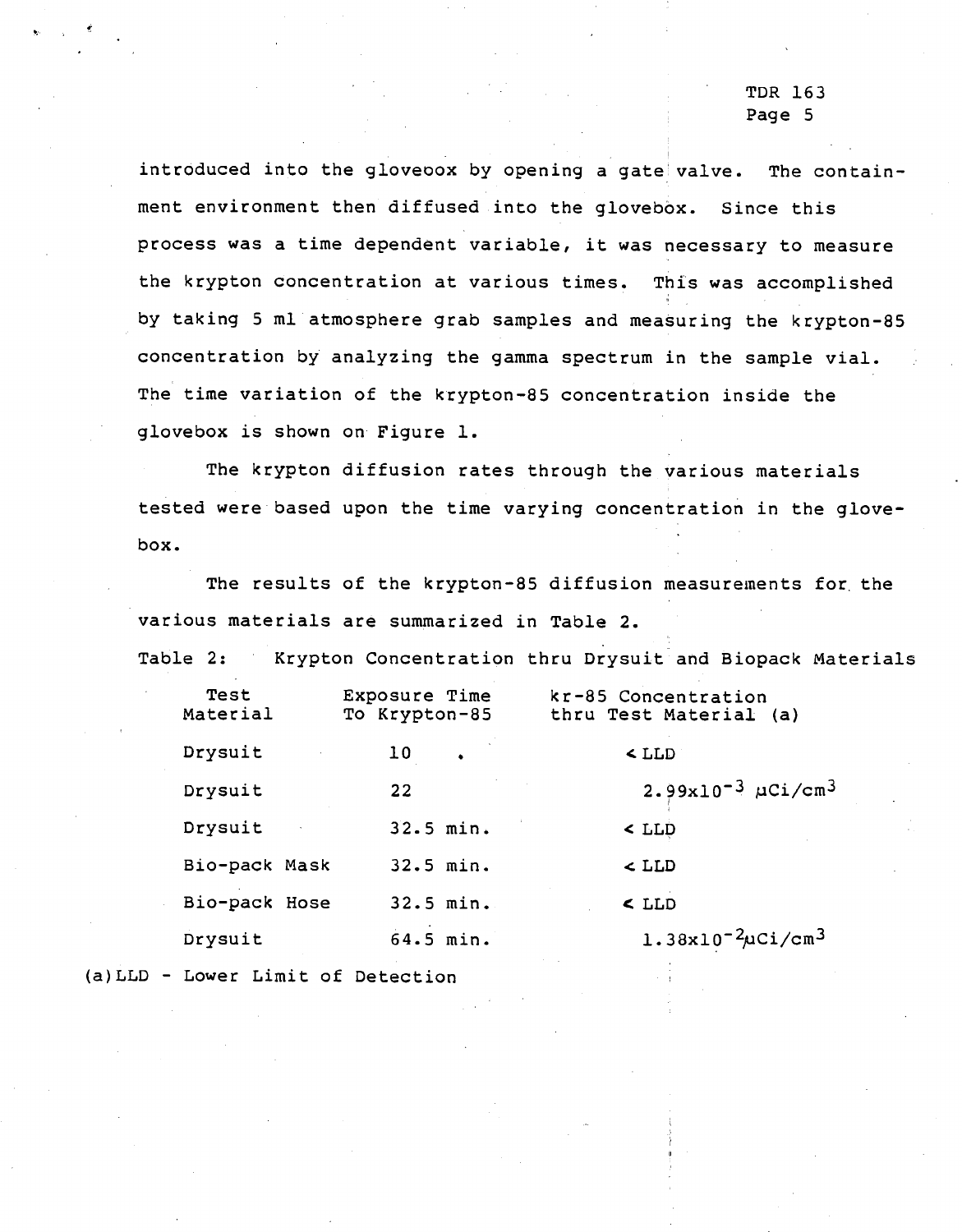introduced into the glovebox by opening a gate valve. The containment environment then diffused into the glovebox. Since this process was a time dependent variable, it was necessary to measure the krypton concentration at various times. This was accomplished by taking 5 ml atmosphere grab samples and measuring the krypton-85 concentration by analyzing the gamma spectrum in the sample vial. The time variation of the krypton-85 concentration inside the glovebox is shown on Figure 1.

The krypton diffusion rates through the various materials tested were based upon the time varying concentration in the glovebox.

The results of the krypton-85 diffusion measurements for the various materials are summarized in Table 2.

Table 2: Krypton Concentration thru Drysuit and Biopack Materials

| Test Material | Exposure Time To Krypton-85 | kr-85 Concentration thru Test Material (a) |
|---|---|---|
| Drysuit | 10 | < LLD |
| Drysuit | 22 | $2.99 \times 10^{-3}$ μCi/cm$^3$ |
| Drysuit | 32.5 min. | < LLD |
| Bio-pack Mask | 32.5 min. | < LLD |
| Bio-pack Hose | 32.5 min. | < LLD |
| Drysuit | 64.5 min. | $1.38 \times 10^{-2}$ μCi/cm$^3$ |

(a) LLD - Lower Limit of Detection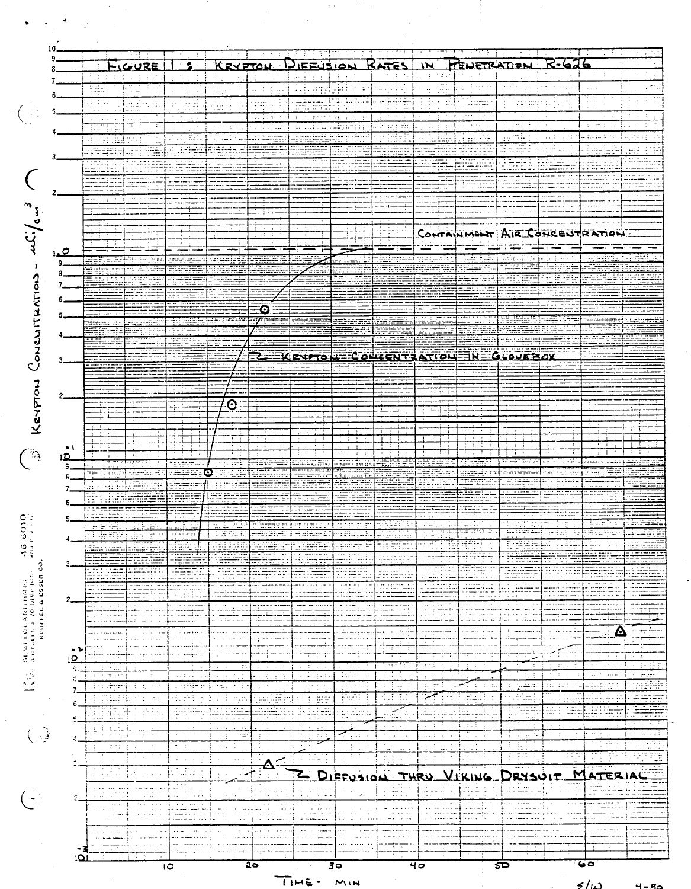FIGURE 1: KRYPTON DIFFUSION RATES IN PENETRATION R-626

CONTAINMENT AIR CONCENTRATION

KRYPTON CONCENTRATION IN GLOVEBOX

DIFFUSION THRU VIKING DRYSUIT MATERIAL

KRYPTON CONCENTRATION - $\mu Ci/cm^3$

TIME - MIN

10 20 30 40 50 60

S/W 4-80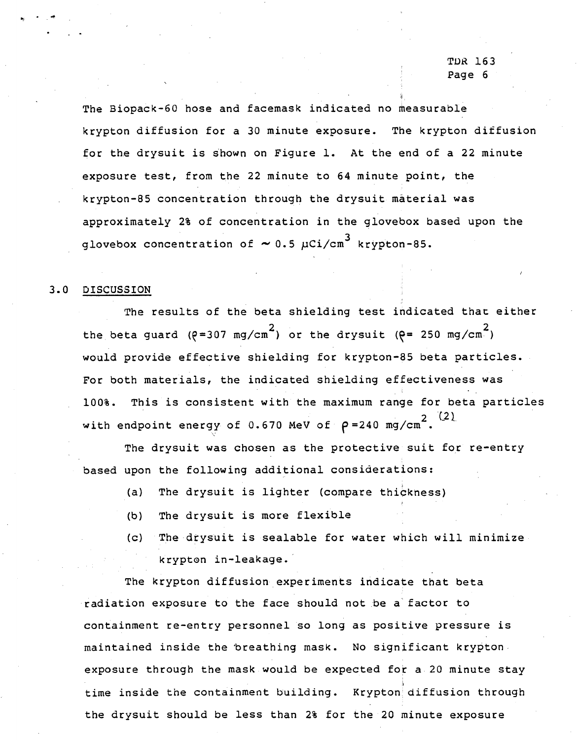The Biopack-60 hose and facemask indicated no measurable krypton diffusion for a 30 minute exposure. The krypton diffusion for the drysuit is shown on Figure 1. At the end of a 22 minute exposure test, from the 22 minute to 64 minute point, the krypton-85 concentration through the drysuit material was approximately 2% of concentration in the glovebox based upon the glovebox concentration of $\sim 0.5\ \mu Ci/cm^3$ krypton-85.

## 3.0 DISCUSSION

The results of the beta shielding test indicated that either the beta guard ($\rho = 307\ mg/cm^2$) or the drysuit ($\rho = 250\ mg/cm^2$) would provide effective shielding for krypton-85 beta particles. For both materials, the indicated shielding effectiveness was 100%. This is consistent with the maximum range for beta particles with endpoint energy of 0.670 MeV of $\rho = 240\ mg/cm^2$.[2]

The drysuit was chosen as the protective suit for re-entry based upon the following additional considerations:

(a) The drysuit is lighter (compare thickness)

(b) The drysuit is more flexible

(c) The drysuit is sealable for water which will minimize krypton in-leakage.

The krypton diffusion experiments indicate that beta radiation exposure to the face should not be a factor to containment re-entry personnel so long as positive pressure is maintained inside the breathing mask. No significant krypton exposure through the mask would be expected for a 20 minute stay time inside the containment building. Krypton diffusion through the drysuit should be less than 2% for the 20 minute exposure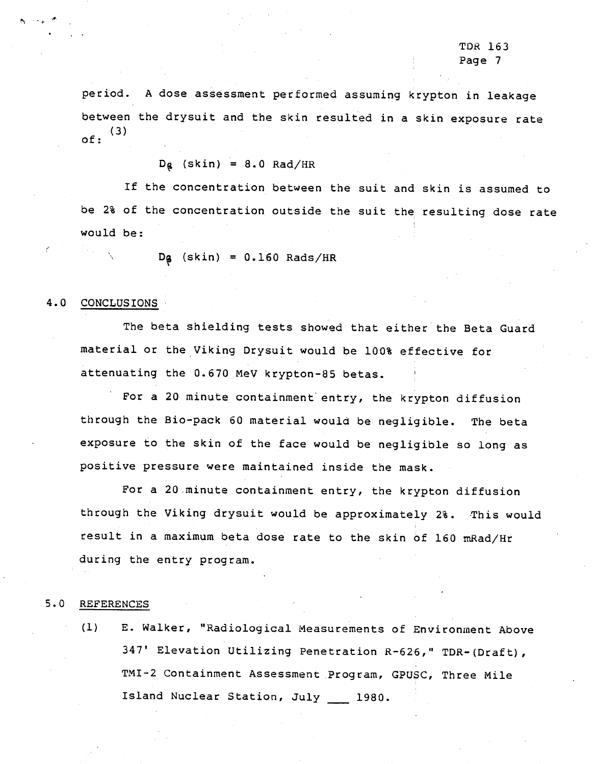period. A dose assessment performed assuming krypton in leakage between the drysuit and the skin resulted in a skin exposure rate of:[3]

$$D_\beta \text{ (skin)} = 8.0 \text{ Rad/HR}$$

If the concentration between the suit and skin is assumed to be 2% of the concentration outside the suit the resulting dose rate would be:

$$D_\beta \text{ (skin)} = 0.160 \text{ Rads/HR}$$

## 4.0 CONCLUSIONS

The beta shielding tests showed that either the Beta Guard material or the Viking Drysuit would be 100% effective for attenuating the 0.670 MeV krypton-85 betas.

For a 20 minute containment entry, the krypton diffusion through the Bio-pack 60 material would be negligible. The beta exposure to the skin of the face would be negligible so long as positive pressure were maintained inside the mask.

For a 20 minute containment entry, the krypton diffusion through the Viking drysuit would be approximately 2%. This would result in a maximum beta dose rate to the skin of 160 mRad/Hr during the entry program.

## 5.0 REFERENCES

(1) E. Walker, "Radiological Measurements of Environment Above 347' Elevation Utilizing Penetration R-626," TDR-(Draft), TMI-2 Containment Assessment Program, GPUSC, Three Mile Island Nuclear Station, July ___ 1980.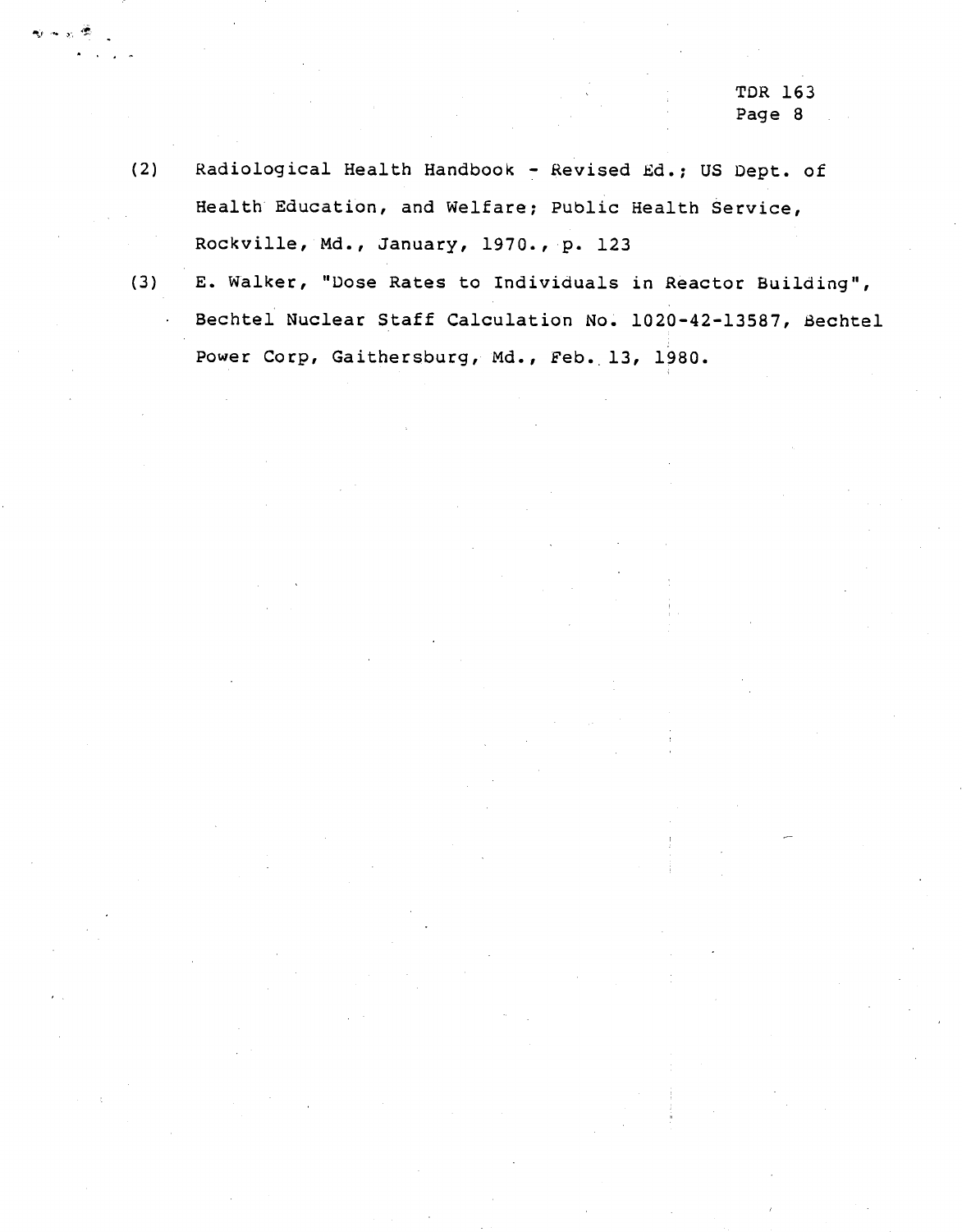(2) Radiological Health Handbook - Revised Ed.; US Dept. of Health Education, and Welfare; Public Health Service, Rockville, Md., January, 1970., p. 123

(3) E. Walker, "Dose Rates to Individuals in Reactor Building", Bechtel Nuclear Staff Calculation No. 1020-42-13587, Bechtel Power Corp, Gaithersburg, Md., Feb. 13, 1980.